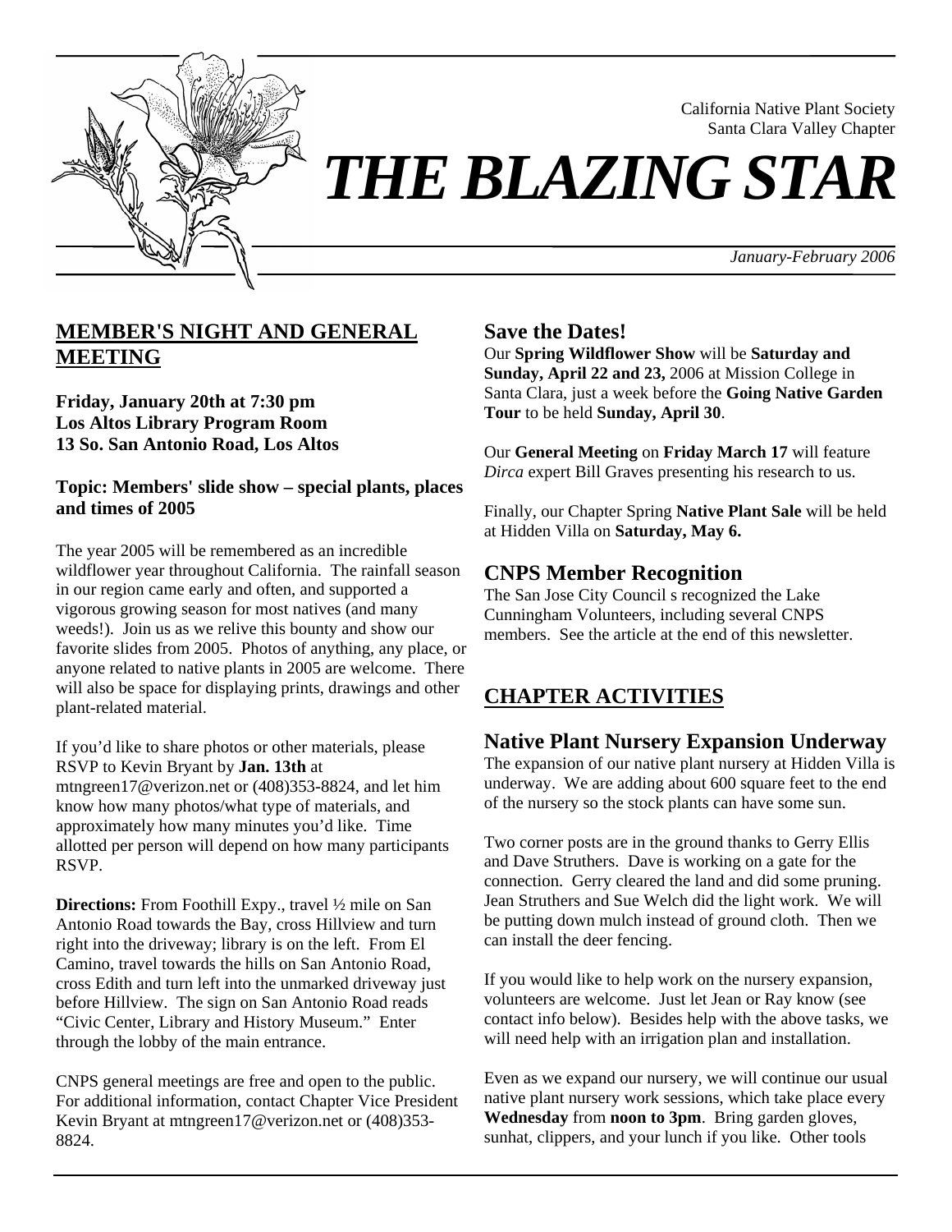California Native Plant Society
Santa Clara Valley Chapter

# *THE BLAZING STAR*

*January-February 2006*

## MEMBER'S NIGHT AND GENERAL MEETING

**Friday, January 20th at 7:30 pm**
**Los Altos Library Program Room**
**13 So. San Antonio Road, Los Altos**

**Topic: Members' slide show – special plants, places and times of 2005**

The year 2005 will be remembered as an incredible wildflower year throughout California. The rainfall season in our region came early and often, and supported a vigorous growing season for most natives (and many weeds!). Join us as we relive this bounty and show our favorite slides from 2005. Photos of anything, any place, or anyone related to native plants in 2005 are welcome. There will also be space for displaying prints, drawings and other plant-related material.

If you'd like to share photos or other materials, please RSVP to Kevin Bryant by **Jan. 13th** at mtngreen17@verizon.net or (408)353-8824, and let him know how many photos/what type of materials, and approximately how many minutes you'd like. Time allotted per person will depend on how many participants RSVP.

**Directions:** From Foothill Expy., travel ½ mile on San Antonio Road towards the Bay, cross Hillview and turn right into the driveway; library is on the left. From El Camino, travel towards the hills on San Antonio Road, cross Edith and turn left into the unmarked driveway just before Hillview. The sign on San Antonio Road reads "Civic Center, Library and History Museum." Enter through the lobby of the main entrance.

CNPS general meetings are free and open to the public. For additional information, contact Chapter Vice President Kevin Bryant at mtngreen17@verizon.net or (408)353-8824.

### Save the Dates!

Our **Spring Wildflower Show** will be **Saturday and Sunday, April 22 and 23,** 2006 at Mission College in Santa Clara, just a week before the **Going Native Garden Tour** to be held **Sunday, April 30**.

Our **General Meeting** on **Friday March 17** will feature *Dirca* expert Bill Graves presenting his research to us.

Finally, our Chapter Spring **Native Plant Sale** will be held at Hidden Villa on **Saturday, May 6.**

### CNPS Member Recognition

The San Jose City Council s recognized the Lake Cunningham Volunteers, including several CNPS members. See the article at the end of this newsletter.

## CHAPTER ACTIVITIES

### Native Plant Nursery Expansion Underway

The expansion of our native plant nursery at Hidden Villa is underway. We are adding about 600 square feet to the end of the nursery so the stock plants can have some sun.

Two corner posts are in the ground thanks to Gerry Ellis and Dave Struthers. Dave is working on a gate for the connection. Gerry cleared the land and did some pruning. Jean Struthers and Sue Welch did the light work. We will be putting down mulch instead of ground cloth. Then we can install the deer fencing.

If you would like to help work on the nursery expansion, volunteers are welcome. Just let Jean or Ray know (see contact info below). Besides help with the above tasks, we will need help with an irrigation plan and installation.

Even as we expand our nursery, we will continue our usual native plant nursery work sessions, which take place every **Wednesday** from **noon to 3pm**. Bring garden gloves, sunhat, clippers, and your lunch if you like. Other tools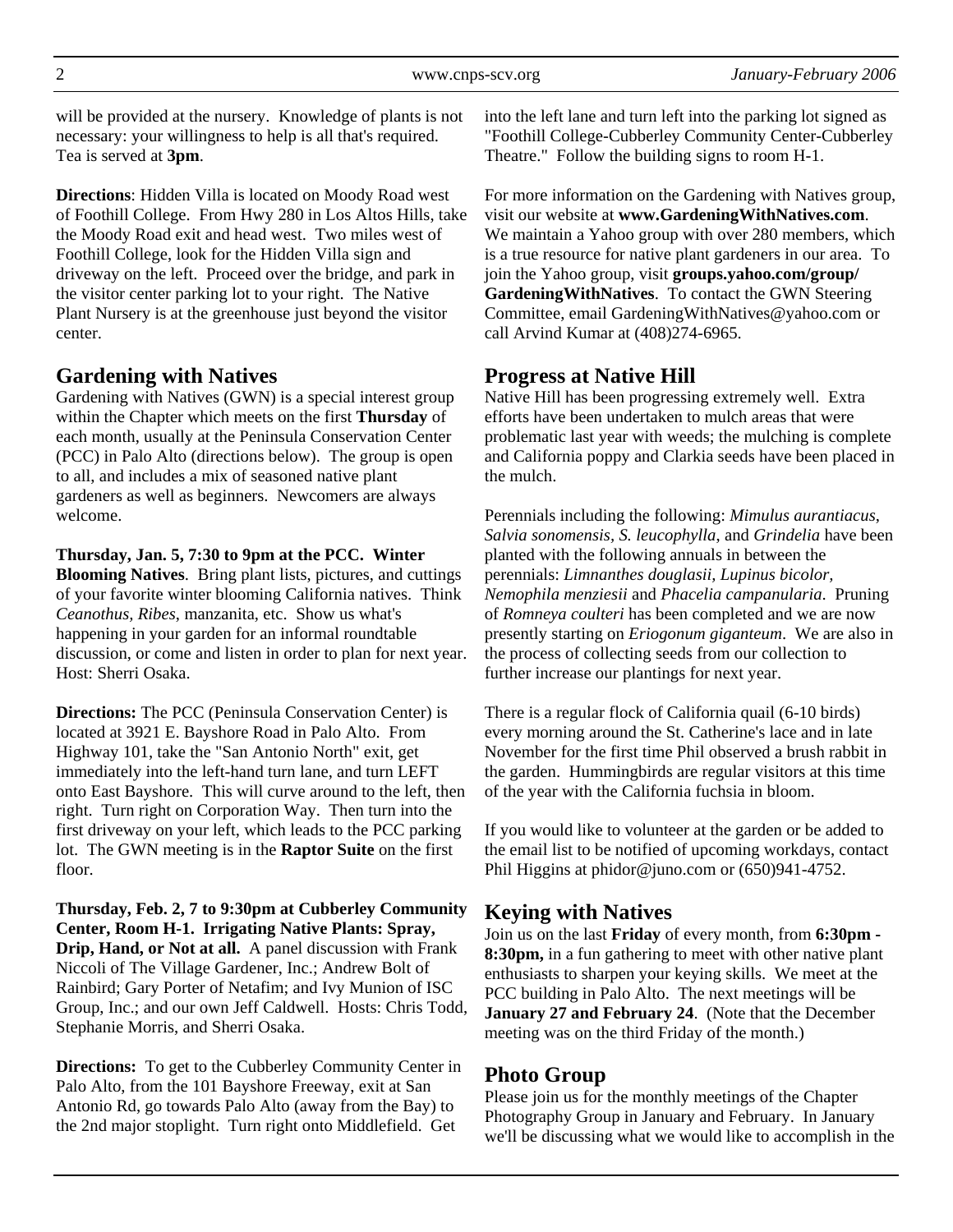will be provided at the nursery. Knowledge of plants is not necessary: your willingness to help is all that's required. Tea is served at **3pm**.

**Directions**: Hidden Villa is located on Moody Road west of Foothill College. From Hwy 280 in Los Altos Hills, take the Moody Road exit and head west. Two miles west of Foothill College, look for the Hidden Villa sign and driveway on the left. Proceed over the bridge, and park in the visitor center parking lot to your right. The Native Plant Nursery is at the greenhouse just beyond the visitor center.

## Gardening with Natives

Gardening with Natives (GWN) is a special interest group within the Chapter which meets on the first **Thursday** of each month, usually at the Peninsula Conservation Center (PCC) in Palo Alto (directions below). The group is open to all, and includes a mix of seasoned native plant gardeners as well as beginners. Newcomers are always welcome.

**Thursday, Jan. 5, 7:30 to 9pm at the PCC. Winter Blooming Natives**. Bring plant lists, pictures, and cuttings of your favorite winter blooming California natives. Think *Ceanothus, Ribes*, manzanita, etc. Show us what's happening in your garden for an informal roundtable discussion, or come and listen in order to plan for next year. Host: Sherri Osaka.

**Directions:** The PCC (Peninsula Conservation Center) is located at 3921 E. Bayshore Road in Palo Alto. From Highway 101, take the "San Antonio North" exit, get immediately into the left-hand turn lane, and turn LEFT onto East Bayshore. This will curve around to the left, then right. Turn right on Corporation Way. Then turn into the first driveway on your left, which leads to the PCC parking lot. The GWN meeting is in the **Raptor Suite** on the first floor.

**Thursday, Feb. 2, 7 to 9:30pm at Cubberley Community Center, Room H-1. Irrigating Native Plants: Spray, Drip, Hand, or Not at all.** A panel discussion with Frank Niccoli of The Village Gardener, Inc.; Andrew Bolt of Rainbird; Gary Porter of Netafim; and Ivy Munion of ISC Group, Inc.; and our own Jeff Caldwell. Hosts: Chris Todd, Stephanie Morris, and Sherri Osaka.

**Directions:** To get to the Cubberley Community Center in Palo Alto, from the 101 Bayshore Freeway, exit at San Antonio Rd, go towards Palo Alto (away from the Bay) to the 2nd major stoplight. Turn right onto Middlefield. Get into the left lane and turn left into the parking lot signed as "Foothill College-Cubberley Community Center-Cubberley Theatre." Follow the building signs to room H-1.

For more information on the Gardening with Natives group, visit our website at **www.GardeningWithNatives.com**. We maintain a Yahoo group with over 280 members, which is a true resource for native plant gardeners in our area. To join the Yahoo group, visit **groups.yahoo.com/group/GardeningWithNatives**. To contact the GWN Steering Committee, email GardeningWithNatives@yahoo.com or call Arvind Kumar at (408)274-6965.

## Progress at Native Hill

Native Hill has been progressing extremely well. Extra efforts have been undertaken to mulch areas that were problematic last year with weeds; the mulching is complete and California poppy and Clarkia seeds have been placed in the mulch.

Perennials including the following: *Mimulus aurantiacus*, *Salvia sonomensis*, *S. leucophylla*, and *Grindelia* have been planted with the following annuals in between the perennials: *Limnanthes douglasii, Lupinus bicolor, Nemophila menziesii* and *Phacelia campanularia*. Pruning of *Romneya coulteri* has been completed and we are now presently starting on *Eriogonum giganteum*. We are also in the process of collecting seeds from our collection to further increase our plantings for next year.

There is a regular flock of California quail (6-10 birds) every morning around the St. Catherine's lace and in late November for the first time Phil observed a brush rabbit in the garden. Hummingbirds are regular visitors at this time of the year with the California fuchsia in bloom.

If you would like to volunteer at the garden or be added to the email list to be notified of upcoming workdays, contact Phil Higgins at phidor@juno.com or (650)941-4752.

## Keying with Natives

Join us on the last **Friday** of every month, from **6:30pm - 8:30pm,** in a fun gathering to meet with other native plant enthusiasts to sharpen your keying skills. We meet at the PCC building in Palo Alto. The next meetings will be **January 27 and February 24**. (Note that the December meeting was on the third Friday of the month.)

## Photo Group

Please join us for the monthly meetings of the Chapter Photography Group in January and February. In January we'll be discussing what we would like to accomplish in the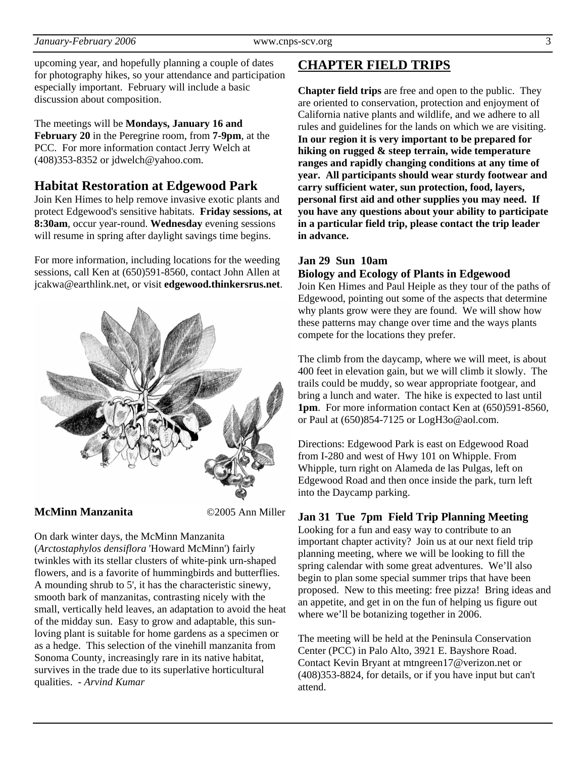upcoming year, and hopefully planning a couple of dates for photography hikes, so your attendance and participation especially important. February will include a basic discussion about composition.

The meetings will be **Mondays, January 16 and February 20** in the Peregrine room, from **7-9pm**, at the PCC. For more information contact Jerry Welch at (408)353-8352 or jdwelch@yahoo.com.

## Habitat Restoration at Edgewood Park

Join Ken Himes to help remove invasive exotic plants and protect Edgewood's sensitive habitats. **Friday sessions, at 8:30am**, occur year-round. **Wednesday** evening sessions will resume in spring after daylight savings time begins.

For more information, including locations for the weeding sessions, call Ken at (650)591-8560, contact John Allen at jcakwa@earthlink.net, or visit **edgewood.thinkersrus.net**.

**McMinn Manzanita** ©2005 Ann Miller

On dark winter days, the McMinn Manzanita (*Arctostaphylos densiflora* 'Howard McMinn') fairly twinkles with its stellar clusters of white-pink urn-shaped flowers, and is a favorite of hummingbirds and butterflies. A mounding shrub to 5', it has the characteristic sinewy, smooth bark of manzanitas, contrasting nicely with the small, vertically held leaves, an adaptation to avoid the heat of the midday sun. Easy to grow and adaptable, this sun-loving plant is suitable for home gardens as a specimen or as a hedge. This selection of the vinehill manzanita from Sonoma County, increasingly rare in its native habitat, survives in the trade due to its superlative horticultural qualities. - *Arvind Kumar*

## CHAPTER FIELD TRIPS

**Chapter field trips** are free and open to the public. They are oriented to conservation, protection and enjoyment of California native plants and wildlife, and we adhere to all rules and guidelines for the lands on which we are visiting. **In our region it is very important to be prepared for hiking on rugged & steep terrain, wide temperature ranges and rapidly changing conditions at any time of year. All participants should wear sturdy footwear and carry sufficient water, sun protection, food, layers, personal first aid and other supplies you may need. If you have any questions about your ability to participate in a particular field trip, please contact the trip leader in advance.**

**Jan 29 Sun 10am**
**Biology and Ecology of Plants in Edgewood**

Join Ken Himes and Paul Heiple as they tour of the paths of Edgewood, pointing out some of the aspects that determine why plants grow were they are found. We will show how these patterns may change over time and the ways plants compete for the locations they prefer.

The climb from the daycamp, where we will meet, is about 400 feet in elevation gain, but we will climb it slowly. The trails could be muddy, so wear appropriate footgear, and bring a lunch and water. The hike is expected to last until **1pm**. For more information contact Ken at (650)591-8560, or Paul at (650)854-7125 or LogH3o@aol.com.

Directions: Edgewood Park is east on Edgewood Road from I-280 and west of Hwy 101 on Whipple. From Whipple, turn right on Alameda de las Pulgas, left on Edgewood Road and then once inside the park, turn left into the Daycamp parking.

**Jan 31 Tue 7pm Field Trip Planning Meeting**

Looking for a fun and easy way to contribute to an important chapter activity? Join us at our next field trip planning meeting, where we will be looking to fill the spring calendar with some great adventures. We'll also begin to plan some special summer trips that have been proposed. New to this meeting: free pizza! Bring ideas and an appetite, and get in on the fun of helping us figure out where we'll be botanizing together in 2006.

The meeting will be held at the Peninsula Conservation Center (PCC) in Palo Alto, 3921 E. Bayshore Road. Contact Kevin Bryant at mtngreen17@verizon.net or (408)353-8824, for details, or if you have input but can't attend.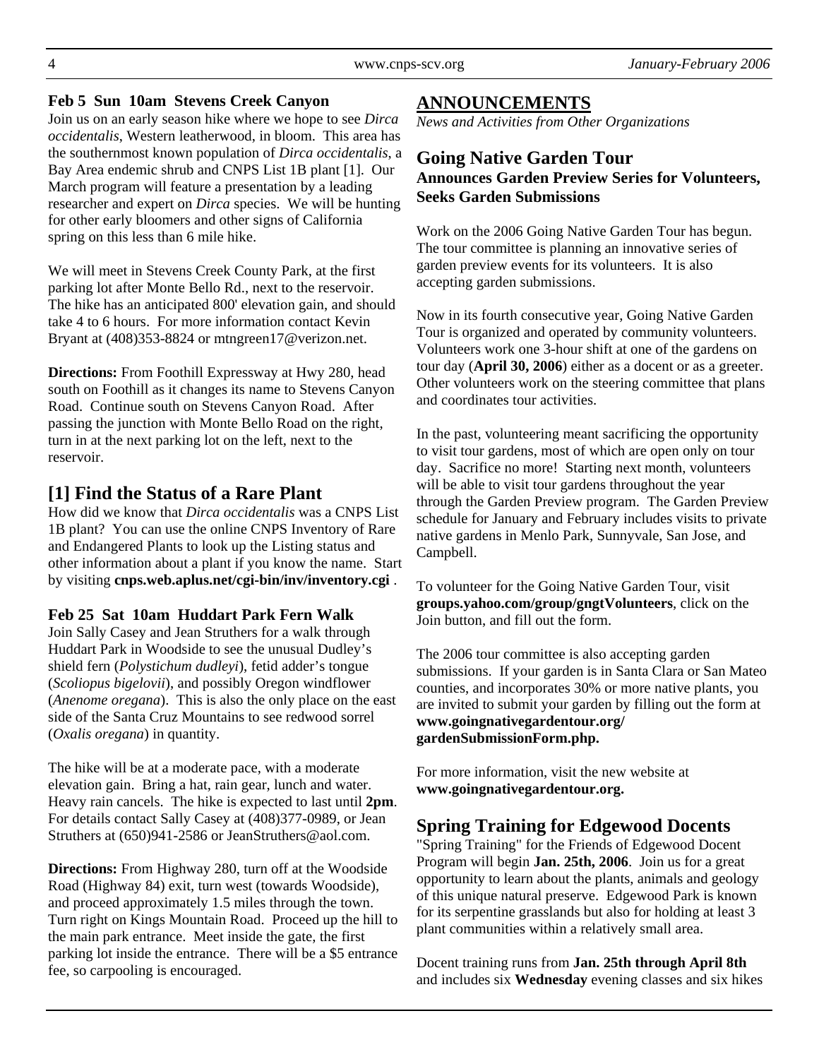**Feb 5 Sun 10am Stevens Creek Canyon**

Join us on an early season hike where we hope to see *Dirca occidentalis*, Western leatherwood, in bloom. This area has the southernmost known population of *Dirca occidentalis*, a Bay Area endemic shrub and CNPS List 1B plant [1]. Our March program will feature a presentation by a leading researcher and expert on *Dirca* species. We will be hunting for other early bloomers and other signs of California spring on this less than 6 mile hike.

We will meet in Stevens Creek County Park, at the first parking lot after Monte Bello Rd., next to the reservoir. The hike has an anticipated 800' elevation gain, and should take 4 to 6 hours. For more information contact Kevin Bryant at (408)353-8824 or mtngreen17@verizon.net.

**Directions:** From Foothill Expressway at Hwy 280, head south on Foothill as it changes its name to Stevens Canyon Road. Continue south on Stevens Canyon Road. After passing the junction with Monte Bello Road on the right, turn in at the next parking lot on the left, next to the reservoir.

## [1] Find the Status of a Rare Plant

How did we know that *Dirca occidentalis* was a CNPS List 1B plant? You can use the online CNPS Inventory of Rare and Endangered Plants to look up the Listing status and other information about a plant if you know the name. Start by visiting **cnps.web.aplus.net/cgi-bin/inv/inventory.cgi** .

**Feb 25 Sat 10am Huddart Park Fern Walk**

Join Sally Casey and Jean Struthers for a walk through Huddart Park in Woodside to see the unusual Dudley's shield fern (*Polystichum dudleyi*), fetid adder's tongue (*Scoliopus bigelovii*), and possibly Oregon windflower (*Anenome oregana*). This is also the only place on the east side of the Santa Cruz Mountains to see redwood sorrel (*Oxalis oregana*) in quantity.

The hike will be at a moderate pace, with a moderate elevation gain. Bring a hat, rain gear, lunch and water. Heavy rain cancels. The hike is expected to last until **2pm**. For details contact Sally Casey at (408)377-0989, or Jean Struthers at (650)941-2586 or JeanStruthers@aol.com.

**Directions:** From Highway 280, turn off at the Woodside Road (Highway 84) exit, turn west (towards Woodside), and proceed approximately 1.5 miles through the town. Turn right on Kings Mountain Road. Proceed up the hill to the main park entrance. Meet inside the gate, the first parking lot inside the entrance. There will be a $5 entrance fee, so carpooling is encouraged.

# ANNOUNCEMENTS

*News and Activities from Other Organizations*

## Going Native Garden Tour

### Announces Garden Preview Series for Volunteers, Seeks Garden Submissions

Work on the 2006 Going Native Garden Tour has begun. The tour committee is planning an innovative series of garden preview events for its volunteers. It is also accepting garden submissions.

Now in its fourth consecutive year, Going Native Garden Tour is organized and operated by community volunteers. Volunteers work one 3-hour shift at one of the gardens on tour day (**April 30, 2006**) either as a docent or as a greeter. Other volunteers work on the steering committee that plans and coordinates tour activities.

In the past, volunteering meant sacrificing the opportunity to visit tour gardens, most of which are open only on tour day. Sacrifice no more! Starting next month, volunteers will be able to visit tour gardens throughout the year through the Garden Preview program. The Garden Preview schedule for January and February includes visits to private native gardens in Menlo Park, Sunnyvale, San Jose, and Campbell.

To volunteer for the Going Native Garden Tour, visit **groups.yahoo.com/group/gngtVolunteers**, click on the Join button, and fill out the form.

The 2006 tour committee is also accepting garden submissions. If your garden is in Santa Clara or San Mateo counties, and incorporates 30% or more native plants, you are invited to submit your garden by filling out the form at **www.goingnativegardentour.org/gardenSubmissionForm.php.**

For more information, visit the new website at **www.goingnativegardentour.org.**

## Spring Training for Edgewood Docents

"Spring Training" for the Friends of Edgewood Docent Program will begin **Jan. 25th, 2006**. Join us for a great opportunity to learn about the plants, animals and geology of this unique natural preserve. Edgewood Park is known for its serpentine grasslands but also for holding at least 3 plant communities within a relatively small area.

Docent training runs from **Jan. 25th through April 8th** and includes six **Wednesday** evening classes and six hikes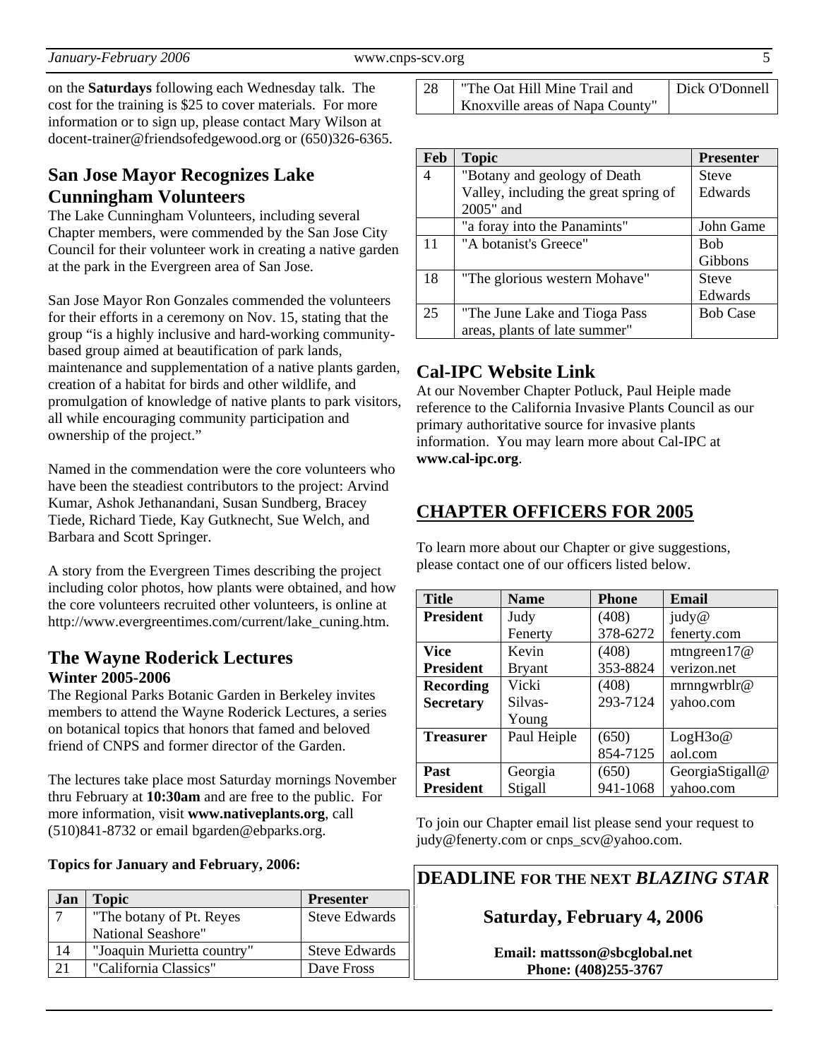on the **Saturdays** following each Wednesday talk. The cost for the training is $25 to cover materials. For more information or to sign up, please contact Mary Wilson at docent-trainer@friendsofedgewood.org or (650)326-6365.

## San Jose Mayor Recognizes Lake Cunningham Volunteers

The Lake Cunningham Volunteers, including several Chapter members, were commended by the San Jose City Council for their volunteer work in creating a native garden at the park in the Evergreen area of San Jose.

San Jose Mayor Ron Gonzales commended the volunteers for their efforts in a ceremony on Nov. 15, stating that the group "is a highly inclusive and hard-working community-based group aimed at beautification of park lands, maintenance and supplementation of a native plants garden, creation of a habitat for birds and other wildlife, and promulgation of knowledge of native plants to park visitors, all while encouraging community participation and ownership of the project."

Named in the commendation were the core volunteers who have been the steadiest contributors to the project: Arvind Kumar, Ashok Jethanandani, Susan Sundberg, Bracey Tiede, Richard Tiede, Kay Gutknecht, Sue Welch, and Barbara and Scott Springer.

A story from the Evergreen Times describing the project including color photos, how plants were obtained, and how the core volunteers recruited other volunteers, is online at http://www.evergreentimes.com/current/lake_cuning.htm.

## The Wayne Roderick Lectures
### Winter 2005-2006

The Regional Parks Botanic Garden in Berkeley invites members to attend the Wayne Roderick Lectures, a series on botanical topics that honors that famed and beloved friend of CNPS and former director of the Garden.

The lectures take place most Saturday mornings November thru February at **10:30am** and are free to the public. For more information, visit **www.nativeplants.org**, call (510)841-8732 or email bgarden@ebparks.org.

**Topics for January and February, 2006:**

| Jan | Topic | Presenter |
|---|---|---|
| 7 | "The botany of Pt. Reyes National Seashore" | Steve Edwards |
| 14 | "Joaquin Murietta country" | Steve Edwards |
| 21 | "California Classics" | Dave Fross |
| 28 | "The Oat Hill Mine Trail and Knoxville areas of Napa County" | Dick O'Donnell |

| Feb | Topic | Presenter |
|---|---|---|
| 4 | "Botany and geology of Death Valley, including the great spring of 2005" and | Steve Edwards |
| | "a foray into the Panamints" | John Game |
| 11 | "A botanist's Greece" | Bob Gibbons |
| 18 | "The glorious western Mohave" | Steve Edwards |
| 25 | "The June Lake and Tioga Pass areas, plants of late summer" | Bob Case |

## Cal-IPC Website Link

At our November Chapter Potluck, Paul Heiple made reference to the California Invasive Plants Council as our primary authoritative source for invasive plants information. You may learn more about Cal-IPC at **www.cal-ipc.org**.

## CHAPTER OFFICERS FOR 2005

To learn more about our Chapter or give suggestions, please contact one of our officers listed below.

| Title | Name | Phone | Email |
|---|---|---|---|
| **President** | Judy Fenerty | (408) 378-6272 | judy@fenerty.com |
| **Vice President** | Kevin Bryant | (408) 353-8824 | mtngreen17@verizon.net |
| **Recording Secretary** | Vicki Silvas-Young | (408) 293-7124 | mrnngwrblr@yahoo.com |
| **Treasurer** | Paul Heiple | (650) 854-7125 | LogH3o@aol.com |
| **Past President** | Georgia Stigall | (650) 941-1068 | GeorgiaStigall@yahoo.com |

To join our Chapter email list please send your request to judy@fenerty.com or cnps_scv@yahoo.com.

**DEADLINE FOR THE NEXT *BLAZING STAR***

**Saturday, February 4, 2006**

**Email: mattsson@sbcglobal.net**
**Phone: (408)255-3767**